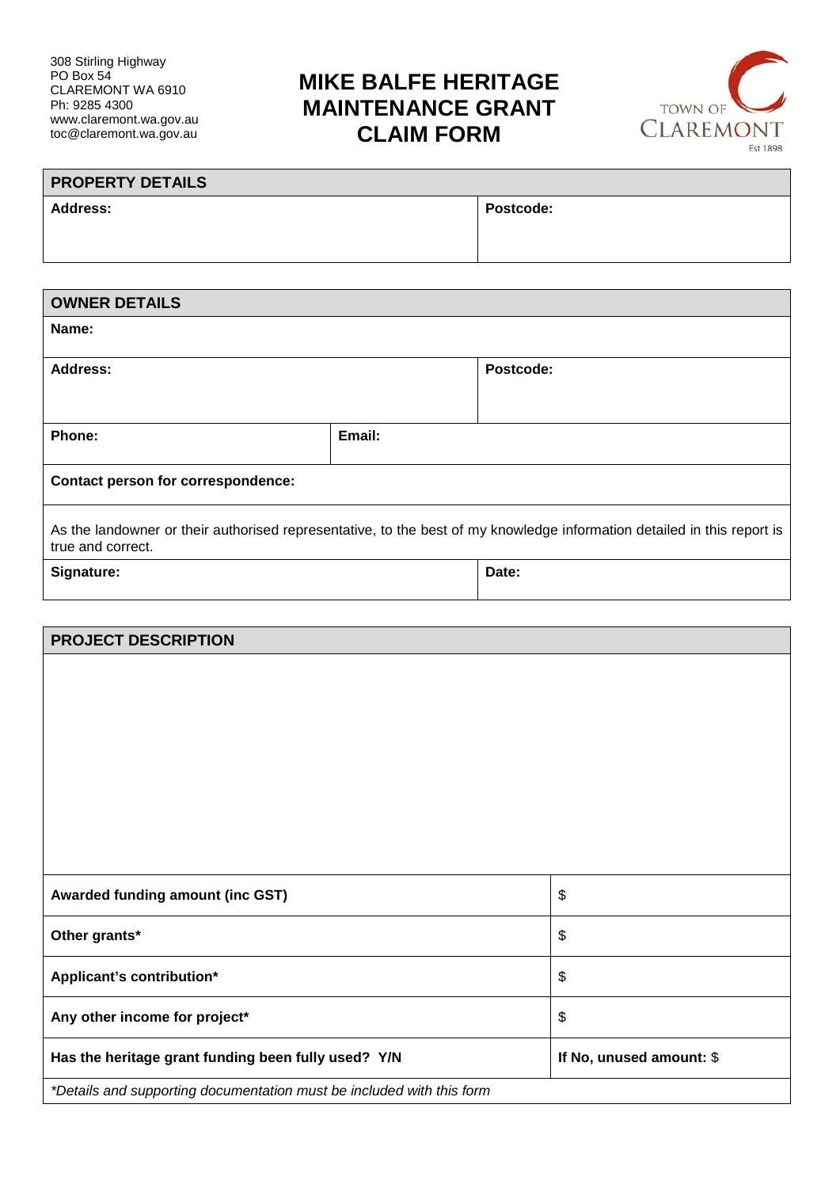308 Stirling Highway
PO Box 54
CLAREMONT WA 6910
Ph: 9285 4300
www.claremont.wa.gov.au
toc@claremont.wa.gov.au

# MIKE BALFE HERITAGE MAINTENANCE GRANT CLAIM FORM

TOWN OF CLAREMONT
Est 1898

| **PROPERTY DETAILS** | |
|---|---|
| **Address:** | **Postcode:** |

| **OWNER DETAILS** | | |
|---|---|---|
| **Name:** | | |
| **Address:** | | **Postcode:** |
| **Phone:** | **Email:** | |
| **Contact person for correspondence:** | | |
| As the landowner or their authorised representative, to the best of my knowledge information detailed in this report is true and correct. | | |
| **Signature:** | | **Date:** |

| **PROJECT DESCRIPTION** | |
|---|---|
| | |
| **Awarded funding amount (inc GST)** | $ |
| **Other grants*** | $ |
| **Applicant's contribution*** | $ |
| **Any other income for project*** | $ |
| **Has the heritage grant funding been fully used? Y/N** | **If No, unused amount:** $ |
| *\*Details and supporting documentation must be included with this form* | |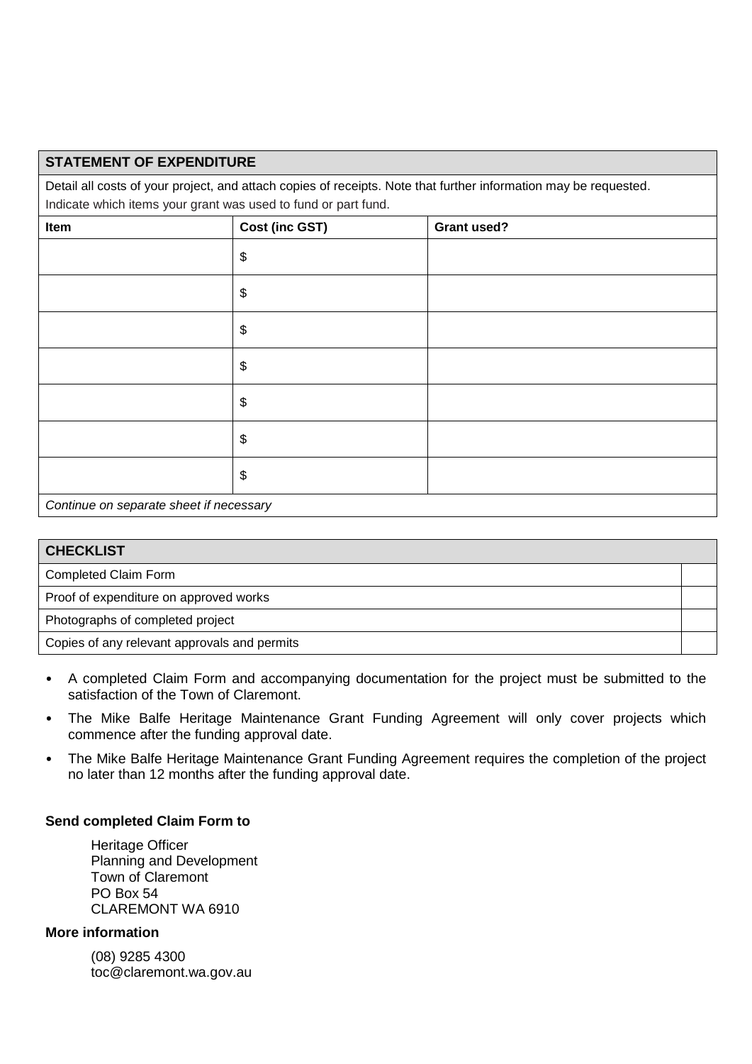## STATEMENT OF EXPENDITURE

Detail all costs of your project, and attach copies of receipts. Note that further information may be requested.
Indicate which items your grant was used to fund or part fund.

| Item | Cost (inc GST) | Grant used? |
|---|---|---|
| | $ | |
| | $ | |
| | $ | |
| | $ | |
| | $ | |
| | $ | |
| | $ | |

*Continue on separate sheet if necessary*

## CHECKLIST

| | |
|---|---|
| Completed Claim Form | |
| Proof of expenditure on approved works | |
| Photographs of completed project | |
| Copies of any relevant approvals and permits | |

- A completed Claim Form and accompanying documentation for the project must be submitted to the satisfaction of the Town of Claremont.
- The Mike Balfe Heritage Maintenance Grant Funding Agreement will only cover projects which commence after the funding approval date.
- The Mike Balfe Heritage Maintenance Grant Funding Agreement requires the completion of the project no later than 12 months after the funding approval date.

**Send completed Claim Form to**

Heritage Officer
Planning and Development
Town of Claremont
PO Box 54
CLAREMONT WA 6910

**More information**

(08) 9285 4300
toc@claremont.wa.gov.au